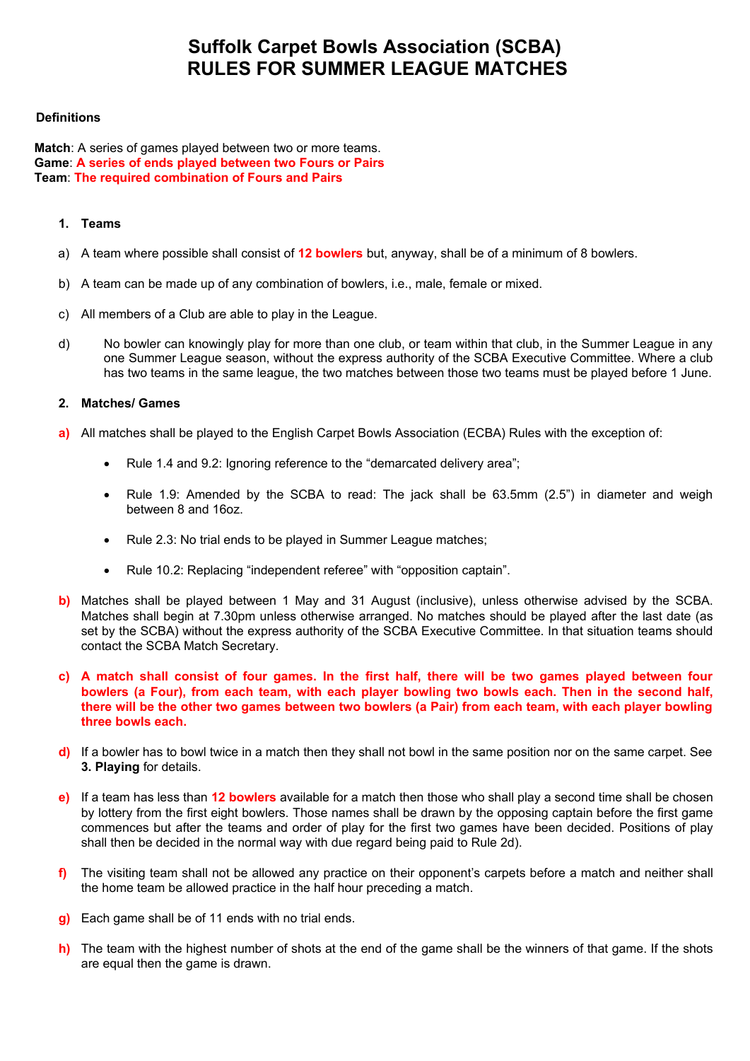# Suffolk Carpet Bowls Association (SCBA)
# RULES FOR SUMMER LEAGUE MATCHES

**Definitions**

**Match**: A series of games played between two or more teams.
**Game**: **A series of ends played between two Fours or Pairs**
**Team**: **The required combination of Fours and Pairs**

### 1. Teams

a) A team where possible shall consist of **12 bowlers** but, anyway, shall be of a minimum of 8 bowlers.

b) A team can be made up of any combination of bowlers, i.e., male, female or mixed.

c) All members of a Club are able to play in the League.

d) No bowler can knowingly play for more than one club, or team within that club, in the Summer League in any one Summer League season, without the express authority of the SCBA Executive Committee. Where a club has two teams in the same league, the two matches between those two teams must be played before 1 June.

### 2. Matches/ Games

**a)** All matches shall be played to the English Carpet Bowls Association (ECBA) Rules with the exception of:

- Rule 1.4 and 9.2: Ignoring reference to the "demarcated delivery area";
- Rule 1.9: Amended by the SCBA to read: The jack shall be 63.5mm (2.5") in diameter and weigh between 8 and 16oz.
- Rule 2.3: No trial ends to be played in Summer League matches;
- Rule 10.2: Replacing "independent referee" with "opposition captain".

**b)** Matches shall be played between 1 May and 31 August (inclusive), unless otherwise advised by the SCBA. Matches shall begin at 7.30pm unless otherwise arranged. No matches should be played after the last date (as set by the SCBA) without the express authority of the SCBA Executive Committee. In that situation teams should contact the SCBA Match Secretary.

**c) A match shall consist of four games. In the first half, there will be two games played between four bowlers (a Four), from each team, with each player bowling two bowls each. Then in the second half, there will be the other two games between two bowlers (a Pair) from each team, with each player bowling three bowls each.**

**d)** If a bowler has to bowl twice in a match then they shall not bowl in the same position nor on the same carpet. See **3. Playing** for details.

**e)** If a team has less than **12 bowlers** available for a match then those who shall play a second time shall be chosen by lottery from the first eight bowlers. Those names shall be drawn by the opposing captain before the first game commences but after the teams and order of play for the first two games have been decided. Positions of play shall then be decided in the normal way with due regard being paid to Rule 2d).

**f)** The visiting team shall not be allowed any practice on their opponent's carpets before a match and neither shall the home team be allowed practice in the half hour preceding a match.

**g)** Each game shall be of 11 ends with no trial ends.

**h)** The team with the highest number of shots at the end of the game shall be the winners of that game. If the shots are equal then the game is drawn.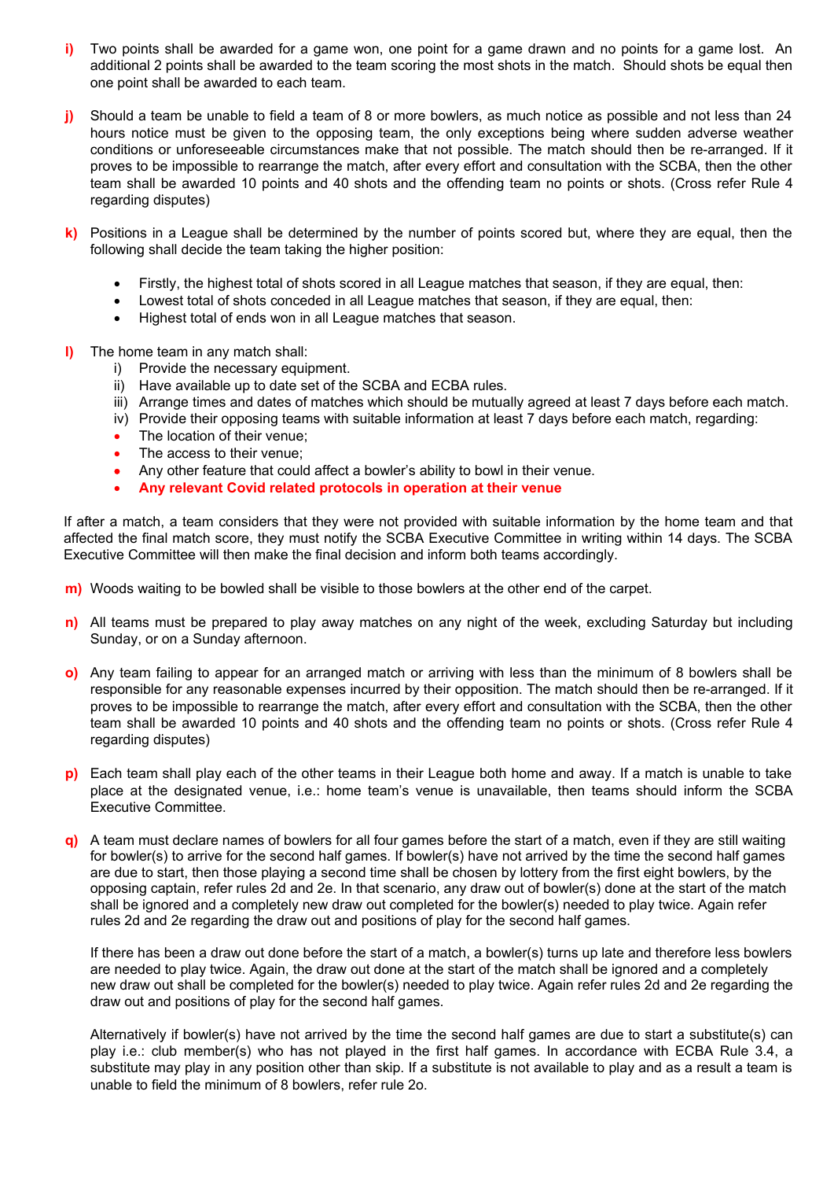**i)** Two points shall be awarded for a game won, one point for a game drawn and no points for a game lost. An additional 2 points shall be awarded to the team scoring the most shots in the match. Should shots be equal then one point shall be awarded to each team.

**j)** Should a team be unable to field a team of 8 or more bowlers, as much notice as possible and not less than 24 hours notice must be given to the opposing team, the only exceptions being where sudden adverse weather conditions or unforeseeable circumstances make that not possible. The match should then be re-arranged. If it proves to be impossible to rearrange the match, after every effort and consultation with the SCBA, then the other team shall be awarded 10 points and 40 shots and the offending team no points or shots. (Cross refer Rule 4 regarding disputes)

**k)** Positions in a League shall be determined by the number of points scored but, where they are equal, then the following shall decide the team taking the higher position:

- Firstly, the highest total of shots scored in all League matches that season, if they are equal, then:
- Lowest total of shots conceded in all League matches that season, if they are equal, then:
- Highest total of ends won in all League matches that season.

**l)** The home team in any match shall:

i) Provide the necessary equipment.
ii) Have available up to date set of the SCBA and ECBA rules.
iii) Arrange times and dates of matches which should be mutually agreed at least 7 days before each match.
iv) Provide their opposing teams with suitable information at least 7 days before each match, regarding:

- The location of their venue;
- The access to their venue;
- Any other feature that could affect a bowler's ability to bowl in their venue.
- **Any relevant Covid related protocols in operation at their venue**

If after a match, a team considers that they were not provided with suitable information by the home team and that affected the final match score, they must notify the SCBA Executive Committee in writing within 14 days. The SCBA Executive Committee will then make the final decision and inform both teams accordingly.

**m)** Woods waiting to be bowled shall be visible to those bowlers at the other end of the carpet.

**n)** All teams must be prepared to play away matches on any night of the week, excluding Saturday but including Sunday, or on a Sunday afternoon.

**o)** Any team failing to appear for an arranged match or arriving with less than the minimum of 8 bowlers shall be responsible for any reasonable expenses incurred by their opposition. The match should then be re-arranged. If it proves to be impossible to rearrange the match, after every effort and consultation with the SCBA, then the other team shall be awarded 10 points and 40 shots and the offending team no points or shots. (Cross refer Rule 4 regarding disputes)

**p)** Each team shall play each of the other teams in their League both home and away. If a match is unable to take place at the designated venue, i.e.: home team's venue is unavailable, then teams should inform the SCBA Executive Committee.

**q)** A team must declare names of bowlers for all four games before the start of a match, even if they are still waiting for bowler(s) to arrive for the second half games. If bowler(s) have not arrived by the time the second half games are due to start, then those playing a second time shall be chosen by lottery from the first eight bowlers, by the opposing captain, refer rules 2d and 2e. In that scenario, any draw out of bowler(s) done at the start of the match shall be ignored and a completely new draw out completed for the bowler(s) needed to play twice. Again refer rules 2d and 2e regarding the draw out and positions of play for the second half games.

If there has been a draw out done before the start of a match, a bowler(s) turns up late and therefore less bowlers are needed to play twice. Again, the draw out done at the start of the match shall be ignored and a completely new draw out shall be completed for the bowler(s) needed to play twice. Again refer rules 2d and 2e regarding the draw out and positions of play for the second half games.

Alternatively if bowler(s) have not arrived by the time the second half games are due to start a substitute(s) can play i.e.: club member(s) who has not played in the first half games. In accordance with ECBA Rule 3.4, a substitute may play in any position other than skip. If a substitute is not available to play and as a result a team is unable to field the minimum of 8 bowlers, refer rule 2o.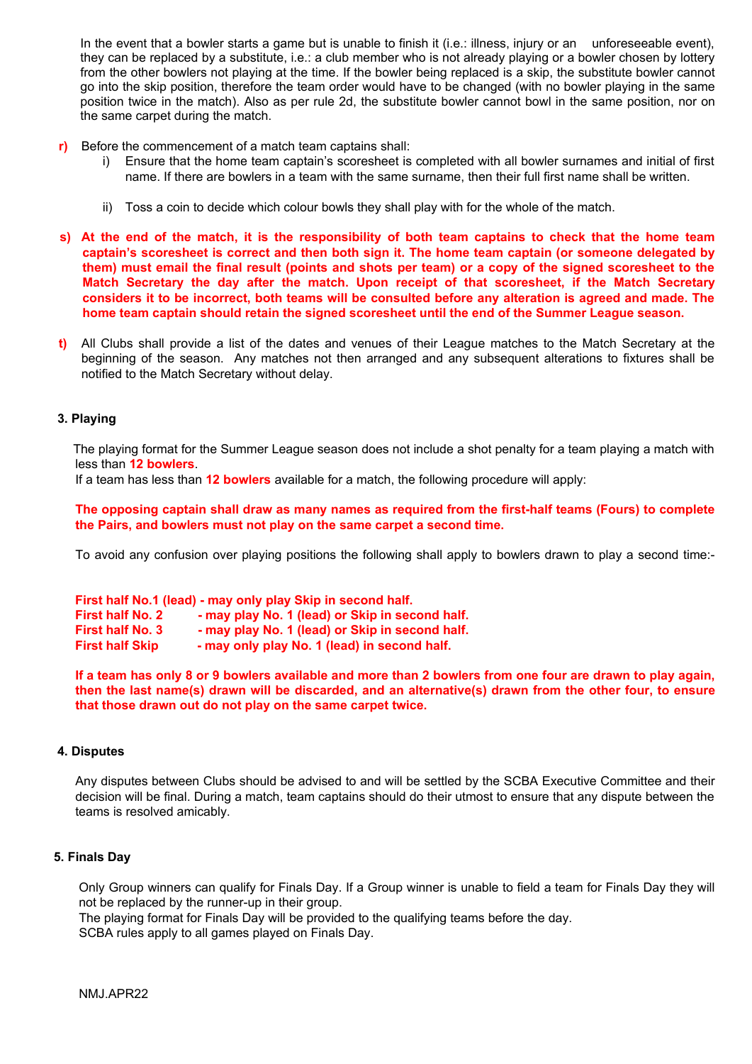In the event that a bowler starts a game but is unable to finish it (i.e.: illness, injury or an unforeseeable event), they can be replaced by a substitute, i.e.: a club member who is not already playing or a bowler chosen by lottery from the other bowlers not playing at the time. If the bowler being replaced is a skip, the substitute bowler cannot go into the skip position, therefore the team order would have to be changed (with no bowler playing in the same position twice in the match). Also as per rule 2d, the substitute bowler cannot bowl in the same position, nor on the same carpet during the match.

**r)** Before the commencement of a match team captains shall:

   i) Ensure that the home team captain's scoresheet is completed with all bowler surnames and initial of first name. If there are bowlers in a team with the same surname, then their full first name shall be written.

   ii) Toss a coin to decide which colour bowls they shall play with for the whole of the match.

**s) At the end of the match, it is the responsibility of both team captains to check that the home team captain's scoresheet is correct and then both sign it. The home team captain (or someone delegated by them) must email the final result (points and shots per team) or a copy of the signed scoresheet to the Match Secretary the day after the match. Upon receipt of that scoresheet, if the Match Secretary considers it to be incorrect, both teams will be consulted before any alteration is agreed and made. The home team captain should retain the signed scoresheet until the end of the Summer League season.**

**t)** All Clubs shall provide a list of the dates and venues of their League matches to the Match Secretary at the beginning of the season. Any matches not then arranged and any subsequent alterations to fixtures shall be notified to the Match Secretary without delay.

### 3. Playing

The playing format for the Summer League season does not include a shot penalty for a team playing a match with less than **12 bowlers**.
If a team has less than **12 bowlers** available for a match, the following procedure will apply:

**The opposing captain shall draw as many names as required from the first-half teams (Fours) to complete the Pairs, and bowlers must not play on the same carpet a second time.**

To avoid any confusion over playing positions the following shall apply to bowlers drawn to play a second time:-

**First half No.1 (lead) - may only play Skip in second half.**
**First half No. 2 - may play No. 1 (lead) or Skip in second half.**
**First half No. 3 - may play No. 1 (lead) or Skip in second half.**
**First half Skip - may only play No. 1 (lead) in second half.**

**If a team has only 8 or 9 bowlers available and more than 2 bowlers from one four are drawn to play again, then the last name(s) drawn will be discarded, and an alternative(s) drawn from the other four, to ensure that those drawn out do not play on the same carpet twice.**

### 4. Disputes

Any disputes between Clubs should be advised to and will be settled by the SCBA Executive Committee and their decision will be final. During a match, team captains should do their utmost to ensure that any dispute between the teams is resolved amicably.

### 5. Finals Day

Only Group winners can qualify for Finals Day. If a Group winner is unable to field a team for Finals Day they will not be replaced by the runner-up in their group.
The playing format for Finals Day will be provided to the qualifying teams before the day.
SCBA rules apply to all games played on Finals Day.

NMJ.APR22